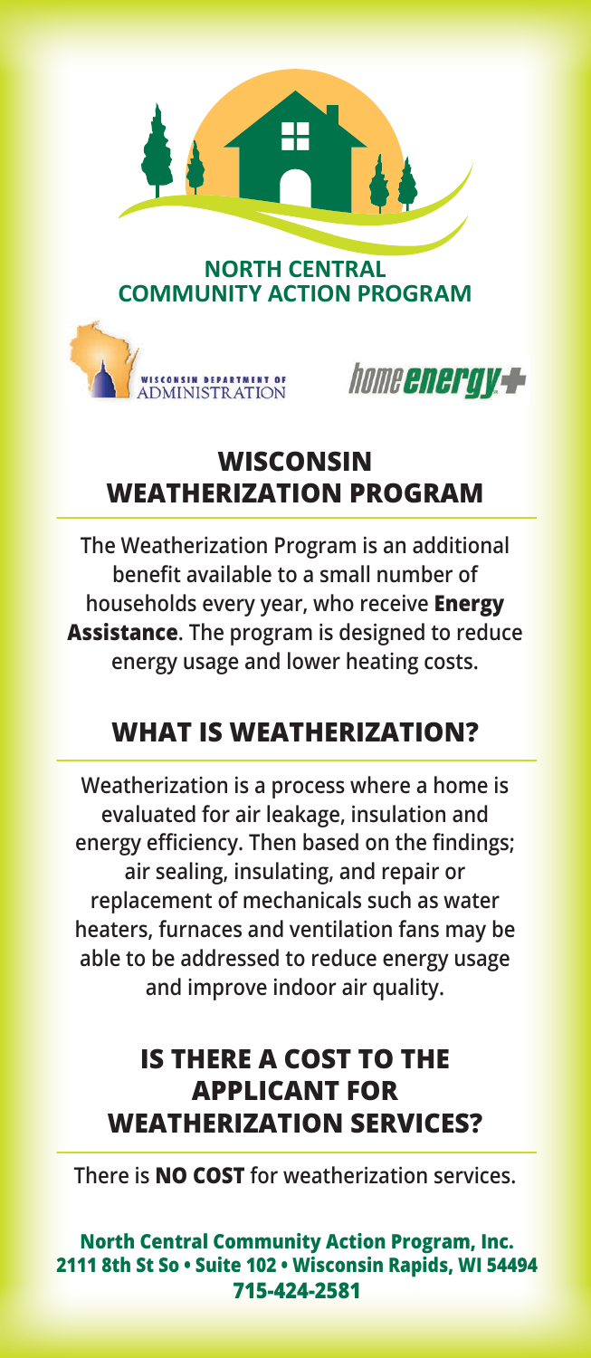**NORTH CENTRAL COMMUNITY ACTION PROGRAM**

WISCONSIN DEPARTMENT OF ADMINISTRATION

home**energy**+

# WISCONSIN WEATHERIZATION PROGRAM

The Weatherization Program is an additional benefit available to a small number of households every year, who receive **Energy Assistance**. The program is designed to reduce energy usage and lower heating costs.

## WHAT IS WEATHERIZATION?

Weatherization is a process where a home is evaluated for air leakage, insulation and energy efficiency. Then based on the findings; air sealing, insulating, and repair or replacement of mechanicals such as water heaters, furnaces and ventilation fans may be able to be addressed to reduce energy usage and improve indoor air quality.

## IS THERE A COST TO THE APPLICANT FOR WEATHERIZATION SERVICES?

There is **NO COST** for weatherization services.

**North Central Community Action Program, Inc.**
**2111 8th St So • Suite 102 • Wisconsin Rapids, WI 54494**
**715-424-2581**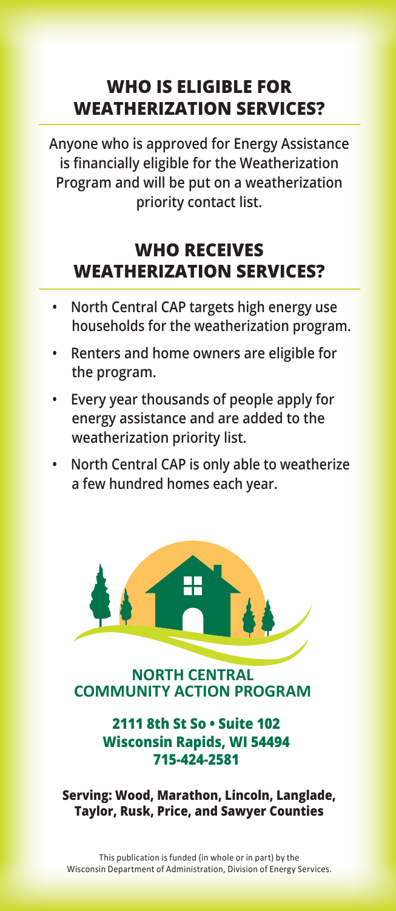## WHO IS ELIGIBLE FOR WEATHERIZATION SERVICES?

Anyone who is approved for Energy Assistance is financially eligible for the Weatherization Program and will be put on a weatherization priority contact list.

## WHO RECEIVES WEATHERIZATION SERVICES?

- North Central CAP targets high energy use households for the weatherization program.
- Renters and home owners are eligible for the program.
- Every year thousands of people apply for energy assistance and are added to the weatherization priority list.
- North Central CAP is only able to weatherize a few hundred homes each year.

**NORTH CENTRAL COMMUNITY ACTION PROGRAM**

**2111 8th St So • Suite 102**
**Wisconsin Rapids, WI 54494**
**715-424-2581**

**Serving: Wood, Marathon, Lincoln, Langlade, Taylor, Rusk, Price, and Sawyer Counties**

This publication is funded (in whole or in part) by the Wisconsin Department of Administration, Division of Energy Services.